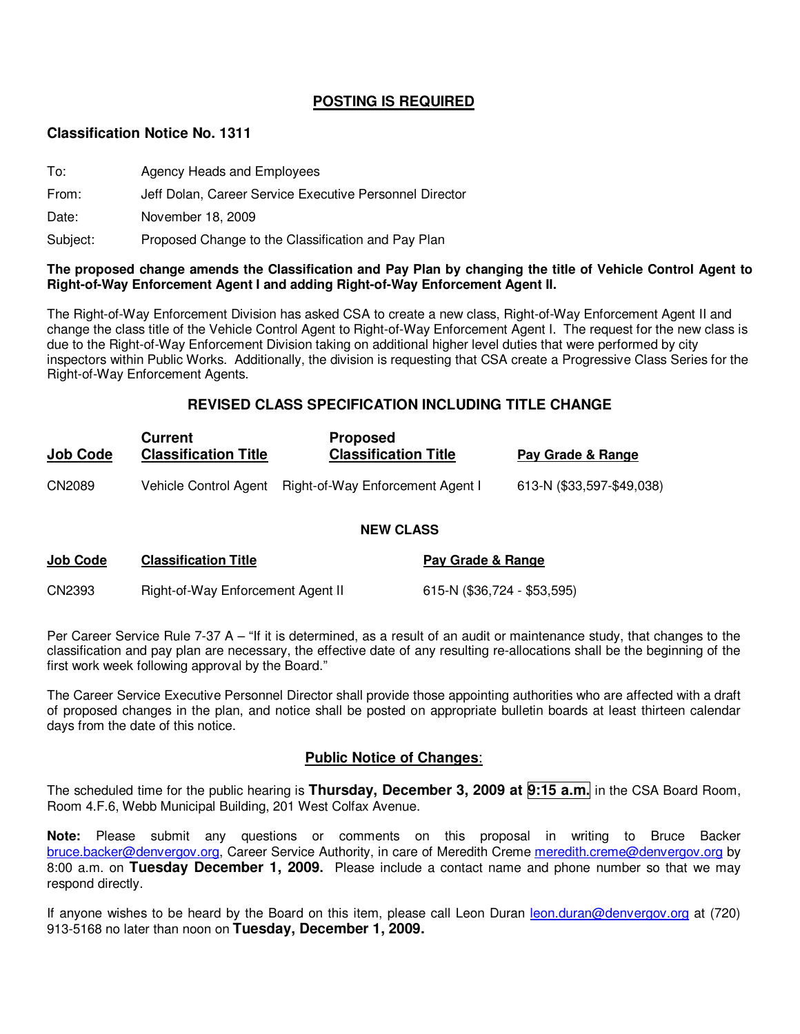## POSTING IS REQUIRED

### Classification Notice No. 1311

To: Agency Heads and Employees

From: Jeff Dolan, Career Service Executive Personnel Director

Date: November 18, 2009

Subject: Proposed Change to the Classification and Pay Plan

**The proposed change amends the Classification and Pay Plan by changing the title of Vehicle Control Agent to Right-of-Way Enforcement Agent I and adding Right-of-Way Enforcement Agent II.**

The Right-of-Way Enforcement Division has asked CSA to create a new class, Right-of-Way Enforcement Agent II and change the class title of the Vehicle Control Agent to Right-of-Way Enforcement Agent I. The request for the new class is due to the Right-of-Way Enforcement Division taking on additional higher level duties that were performed by city inspectors within Public Works. Additionally, the division is requesting that CSA create a Progressive Class Series for the Right-of-Way Enforcement Agents.

### REVISED CLASS SPECIFICATION INCLUDING TITLE CHANGE

| Job Code | Current Classification Title | Proposed Classification Title | Pay Grade & Range |
|---|---|---|---|
| CN2089 | Vehicle Control Agent | Right-of-Way Enforcement Agent I | 613-N ($33,597-$49,038) |

**NEW CLASS**

| Job Code | Classification Title | Pay Grade & Range |
|---|---|---|
| CN2393 | Right-of-Way Enforcement Agent II | 615-N ($36,724 - $53,595) |

Per Career Service Rule 7-37 A – "If it is determined, as a result of an audit or maintenance study, that changes to the classification and pay plan are necessary, the effective date of any resulting re-allocations shall be the beginning of the first work week following approval by the Board."

The Career Service Executive Personnel Director shall provide those appointing authorities who are affected with a draft of proposed changes in the plan, and notice shall be posted on appropriate bulletin boards at least thirteen calendar days from the date of this notice.

### Public Notice of Changes:

The scheduled time for the public hearing is **Thursday, December 3, 2009 at 9:15 a.m.** in the CSA Board Room, Room 4.F.6, Webb Municipal Building, 201 West Colfax Avenue.

**Note:** Please submit any questions or comments on this proposal in writing to Bruce Backer bruce.backer@denvergov.org, Career Service Authority, in care of Meredith Creme meredith.creme@denvergov.org by 8:00 a.m. on **Tuesday December 1, 2009.** Please include a contact name and phone number so that we may respond directly.

If anyone wishes to be heard by the Board on this item, please call Leon Duran leon.duran@denvergov.org at (720) 913-5168 no later than noon on **Tuesday, December 1, 2009.**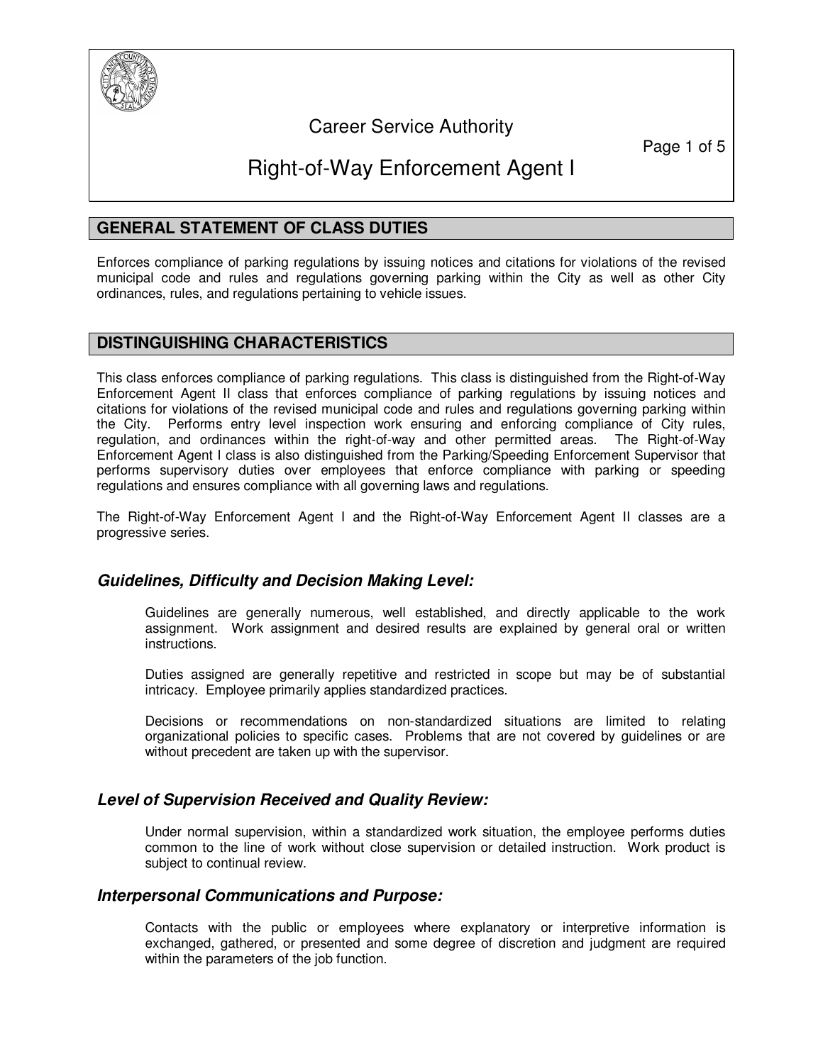# Career Service Authority

# Right-of-Way Enforcement Agent I

## GENERAL STATEMENT OF CLASS DUTIES

Enforces compliance of parking regulations by issuing notices and citations for violations of the revised municipal code and rules and regulations governing parking within the City as well as other City ordinances, rules, and regulations pertaining to vehicle issues.

## DISTINGUISHING CHARACTERISTICS

This class enforces compliance of parking regulations. This class is distinguished from the Right-of-Way Enforcement Agent II class that enforces compliance of parking regulations by issuing notices and citations for violations of the revised municipal code and rules and regulations governing parking within the City. Performs entry level inspection work ensuring and enforcing compliance of City rules, regulation, and ordinances within the right-of-way and other permitted areas. The Right-of-Way Enforcement Agent I class is also distinguished from the Parking/Speeding Enforcement Supervisor that performs supervisory duties over employees that enforce compliance with parking or speeding regulations and ensures compliance with all governing laws and regulations.

The Right-of-Way Enforcement Agent I and the Right-of-Way Enforcement Agent II classes are a progressive series.

### *Guidelines, Difficulty and Decision Making Level:*

Guidelines are generally numerous, well established, and directly applicable to the work assignment. Work assignment and desired results are explained by general oral or written instructions.

Duties assigned are generally repetitive and restricted in scope but may be of substantial intricacy. Employee primarily applies standardized practices.

Decisions or recommendations on non-standardized situations are limited to relating organizational policies to specific cases. Problems that are not covered by guidelines or are without precedent are taken up with the supervisor.

### *Level of Supervision Received and Quality Review:*

Under normal supervision, within a standardized work situation, the employee performs duties common to the line of work without close supervision or detailed instruction. Work product is subject to continual review.

### *Interpersonal Communications and Purpose:*

Contacts with the public or employees where explanatory or interpretive information is exchanged, gathered, or presented and some degree of discretion and judgment are required within the parameters of the job function.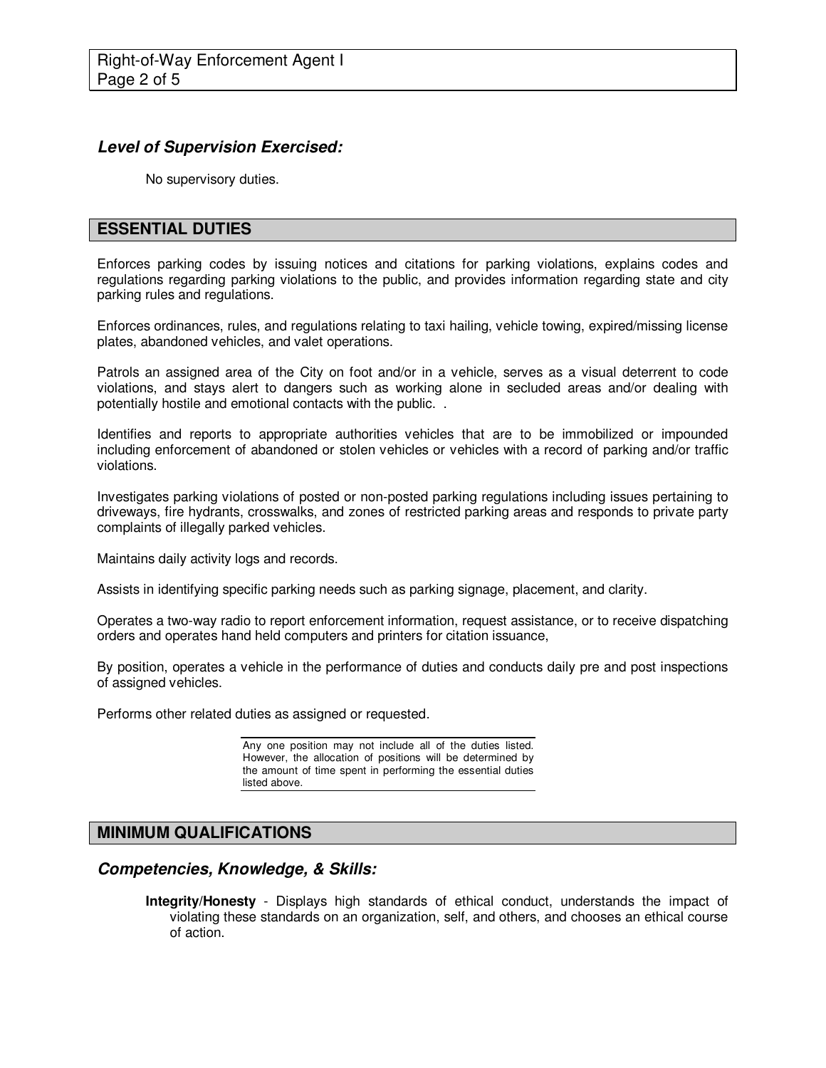### *Level of Supervision Exercised:*

No supervisory duties.

## ESSENTIAL DUTIES

Enforces parking codes by issuing notices and citations for parking violations, explains codes and regulations regarding parking violations to the public, and provides information regarding state and city parking rules and regulations.

Enforces ordinances, rules, and regulations relating to taxi hailing, vehicle towing, expired/missing license plates, abandoned vehicles, and valet operations.

Patrols an assigned area of the City on foot and/or in a vehicle, serves as a visual deterrent to code violations, and stays alert to dangers such as working alone in secluded areas and/or dealing with potentially hostile and emotional contacts with the public.  .

Identifies and reports to appropriate authorities vehicles that are to be immobilized or impounded including enforcement of abandoned or stolen vehicles or vehicles with a record of parking and/or traffic violations.

Investigates parking violations of posted or non-posted parking regulations including issues pertaining to driveways, fire hydrants, crosswalks, and zones of restricted parking areas and responds to private party complaints of illegally parked vehicles.

Maintains daily activity logs and records.

Assists in identifying specific parking needs such as parking signage, placement, and clarity.

Operates a two-way radio to report enforcement information, request assistance, or to receive dispatching orders and operates hand held computers and printers for citation issuance,

By position, operates a vehicle in the performance of duties and conducts daily pre and post inspections of assigned vehicles.

Performs other related duties as assigned or requested.

Any one position may not include all of the duties listed. However, the allocation of positions will be determined by the amount of time spent in performing the essential duties listed above.

## MINIMUM QUALIFICATIONS

### *Competencies, Knowledge, & Skills:*

**Integrity/Honesty** - Displays high standards of ethical conduct, understands the impact of violating these standards on an organization, self, and others, and chooses an ethical course of action.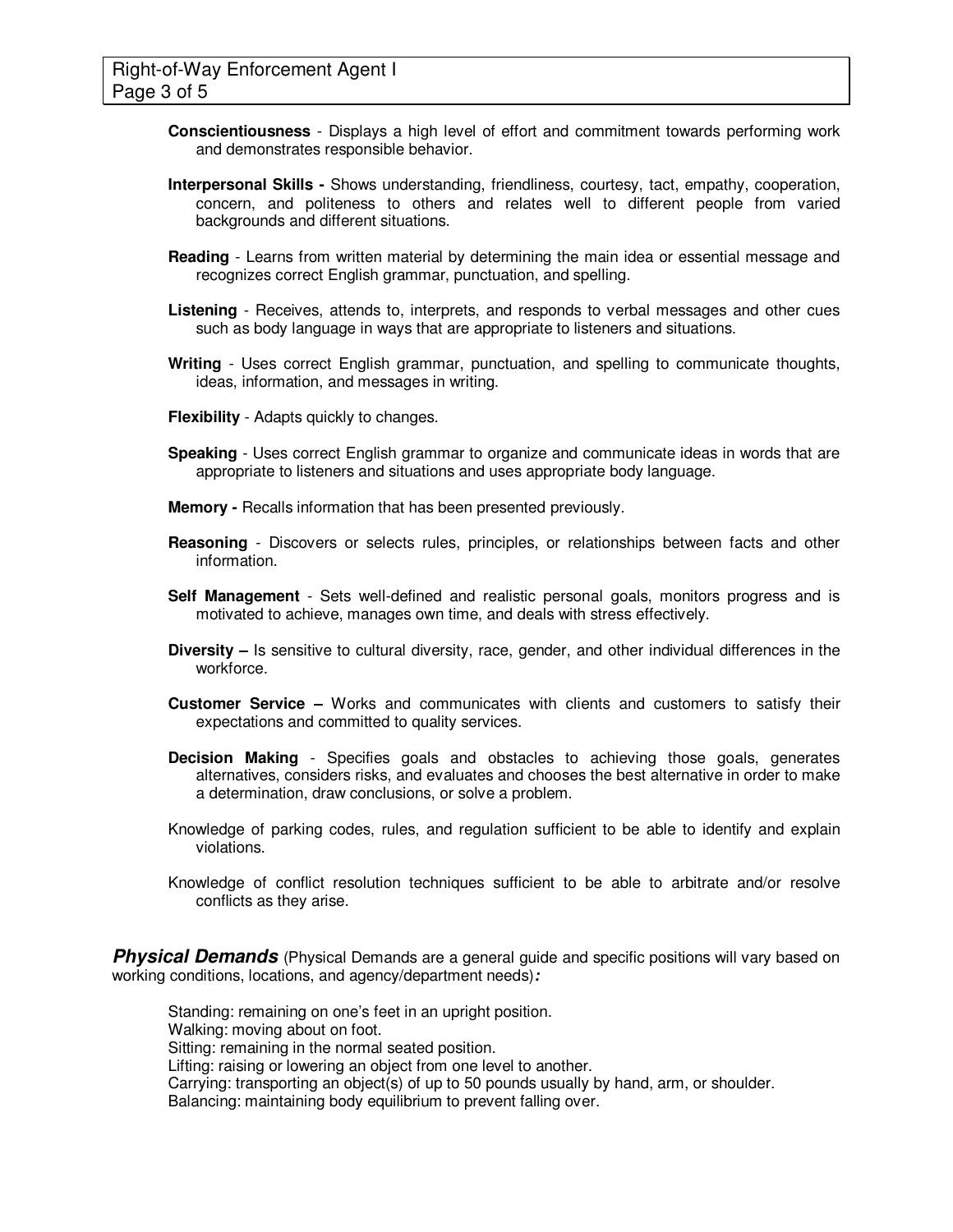**Conscientiousness** - Displays a high level of effort and commitment towards performing work and demonstrates responsible behavior.

**Interpersonal Skills -** Shows understanding, friendliness, courtesy, tact, empathy, cooperation, concern, and politeness to others and relates well to different people from varied backgrounds and different situations.

**Reading** - Learns from written material by determining the main idea or essential message and recognizes correct English grammar, punctuation, and spelling.

**Listening** - Receives, attends to, interprets, and responds to verbal messages and other cues such as body language in ways that are appropriate to listeners and situations.

**Writing** - Uses correct English grammar, punctuation, and spelling to communicate thoughts, ideas, information, and messages in writing.

**Flexibility** - Adapts quickly to changes.

**Speaking** - Uses correct English grammar to organize and communicate ideas in words that are appropriate to listeners and situations and uses appropriate body language.

**Memory -** Recalls information that has been presented previously.

**Reasoning** - Discovers or selects rules, principles, or relationships between facts and other information.

**Self Management** - Sets well-defined and realistic personal goals, monitors progress and is motivated to achieve, manages own time, and deals with stress effectively.

**Diversity –** Is sensitive to cultural diversity, race, gender, and other individual differences in the workforce.

**Customer Service –** Works and communicates with clients and customers to satisfy their expectations and committed to quality services.

**Decision Making** - Specifies goals and obstacles to achieving those goals, generates alternatives, considers risks, and evaluates and chooses the best alternative in order to make a determination, draw conclusions, or solve a problem.

Knowledge of parking codes, rules, and regulation sufficient to be able to identify and explain violations.

Knowledge of conflict resolution techniques sufficient to be able to arbitrate and/or resolve conflicts as they arise.

***Physical Demands*** (Physical Demands are a general guide and specific positions will vary based on working conditions, locations, and agency/department needs)***:***

Standing: remaining on one's feet in an upright position.
Walking: moving about on foot.
Sitting: remaining in the normal seated position.
Lifting: raising or lowering an object from one level to another.
Carrying: transporting an object(s) of up to 50 pounds usually by hand, arm, or shoulder.
Balancing: maintaining body equilibrium to prevent falling over.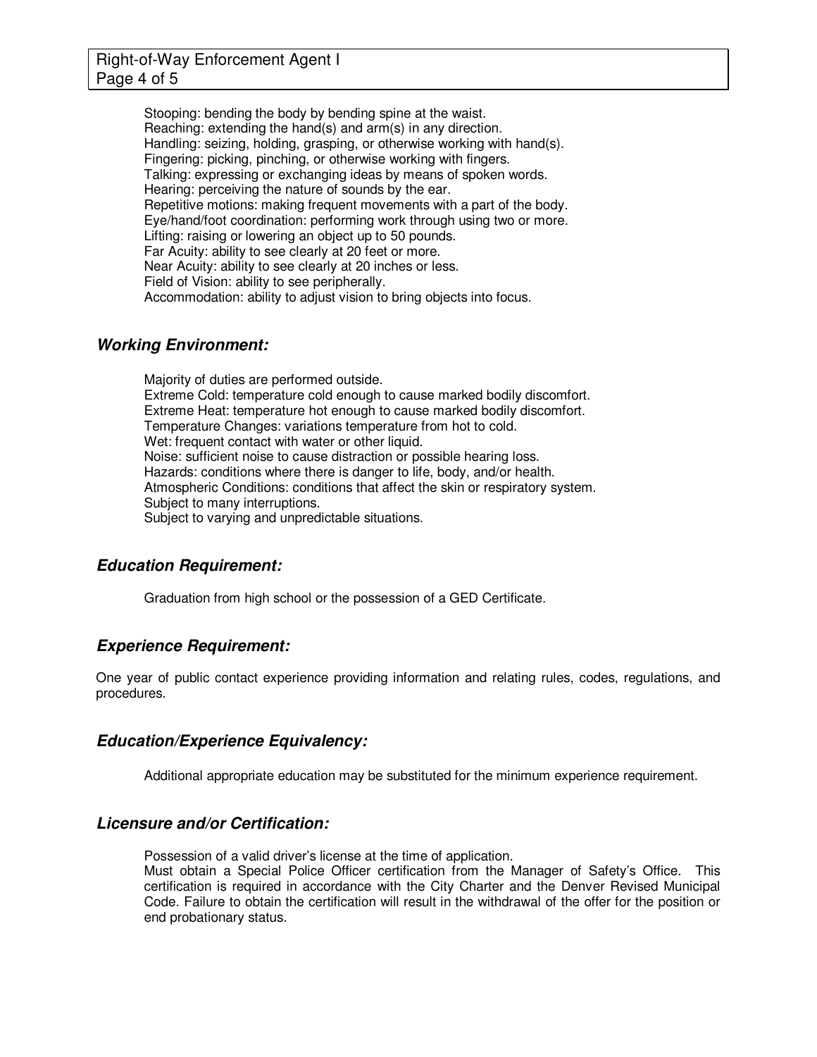Stooping: bending the body by bending spine at the waist.
Reaching: extending the hand(s) and arm(s) in any direction.
Handling: seizing, holding, grasping, or otherwise working with hand(s).
Fingering: picking, pinching, or otherwise working with fingers.
Talking: expressing or exchanging ideas by means of spoken words.
Hearing: perceiving the nature of sounds by the ear.
Repetitive motions: making frequent movements with a part of the body.
Eye/hand/foot coordination: performing work through using two or more.
Lifting: raising or lowering an object up to 50 pounds.
Far Acuity: ability to see clearly at 20 feet or more.
Near Acuity: ability to see clearly at 20 inches or less.
Field of Vision: ability to see peripherally.
Accommodation: ability to adjust vision to bring objects into focus.

## ***Working Environment:***

Majority of duties are performed outside.
Extreme Cold: temperature cold enough to cause marked bodily discomfort.
Extreme Heat: temperature hot enough to cause marked bodily discomfort.
Temperature Changes: variations temperature from hot to cold.
Wet: frequent contact with water or other liquid.
Noise: sufficient noise to cause distraction or possible hearing loss.
Hazards: conditions where there is danger to life, body, and/or health.
Atmospheric Conditions: conditions that affect the skin or respiratory system.
Subject to many interruptions.
Subject to varying and unpredictable situations.

## ***Education Requirement:***

Graduation from high school or the possession of a GED Certificate.

## ***Experience Requirement:***

One year of public contact experience providing information and relating rules, codes, regulations, and procedures.

## ***Education/Experience Equivalency:***

Additional appropriate education may be substituted for the minimum experience requirement.

## ***Licensure and/or Certification:***

Possession of a valid driver's license at the time of application.
Must obtain a Special Police Officer certification from the Manager of Safety's Office. This certification is required in accordance with the City Charter and the Denver Revised Municipal Code. Failure to obtain the certification will result in the withdrawal of the offer for the position or end probationary status.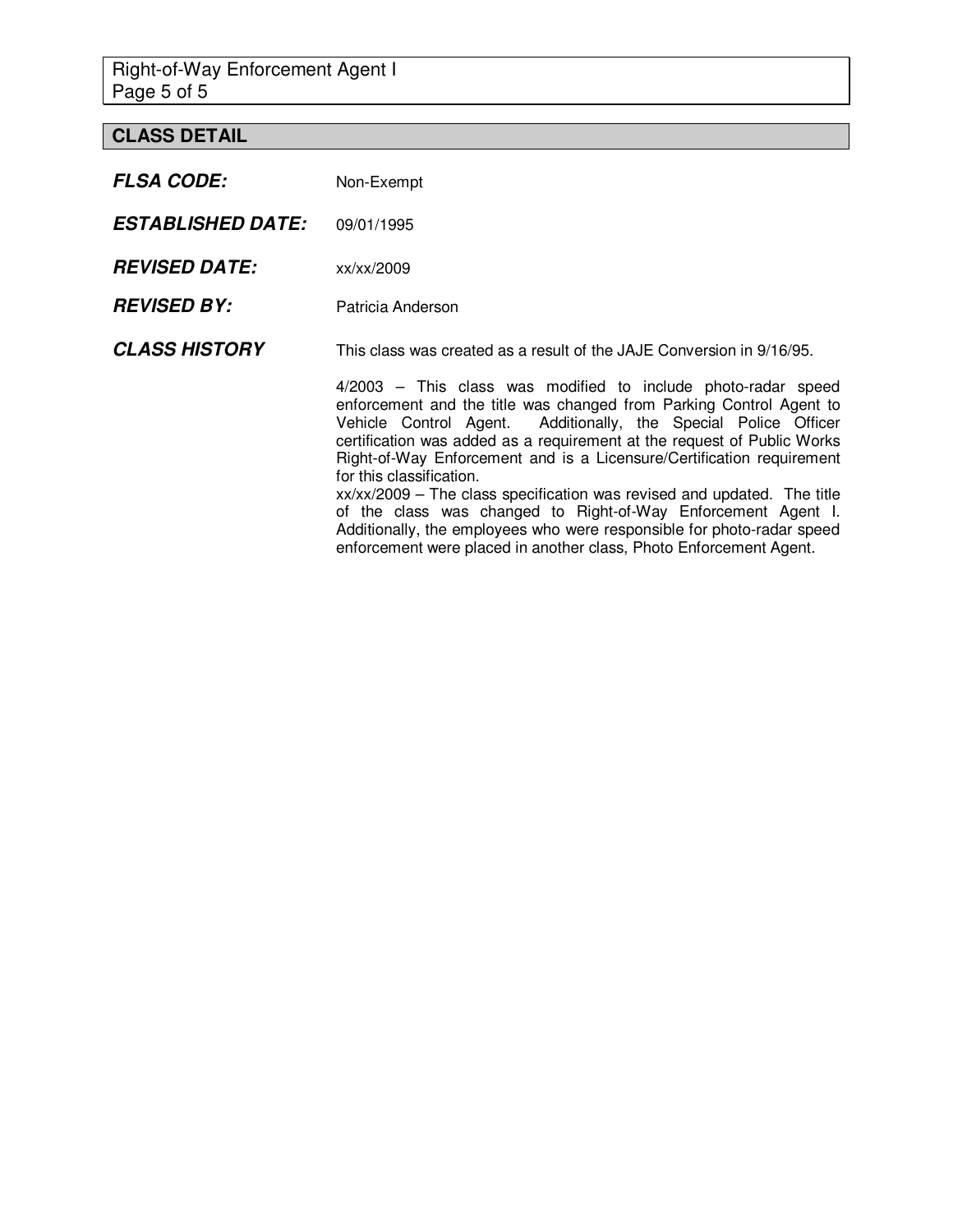## CLASS DETAIL

***FLSA CODE:*** Non-Exempt

***ESTABLISHED DATE:*** 09/01/1995

***REVISED DATE:*** xx/xx/2009

***REVISED BY:*** Patricia Anderson

***CLASS HISTORY***

This class was created as a result of the JAJE Conversion in 9/16/95.

4/2003 – This class was modified to include photo-radar speed enforcement and the title was changed from Parking Control Agent to Vehicle Control Agent. Additionally, the Special Police Officer certification was added as a requirement at the request of Public Works Right-of-Way Enforcement and is a Licensure/Certification requirement for this classification.

xx/xx/2009 – The class specification was revised and updated. The title of the class was changed to Right-of-Way Enforcement Agent I. Additionally, the employees who were responsible for photo-radar speed enforcement were placed in another class, Photo Enforcement Agent.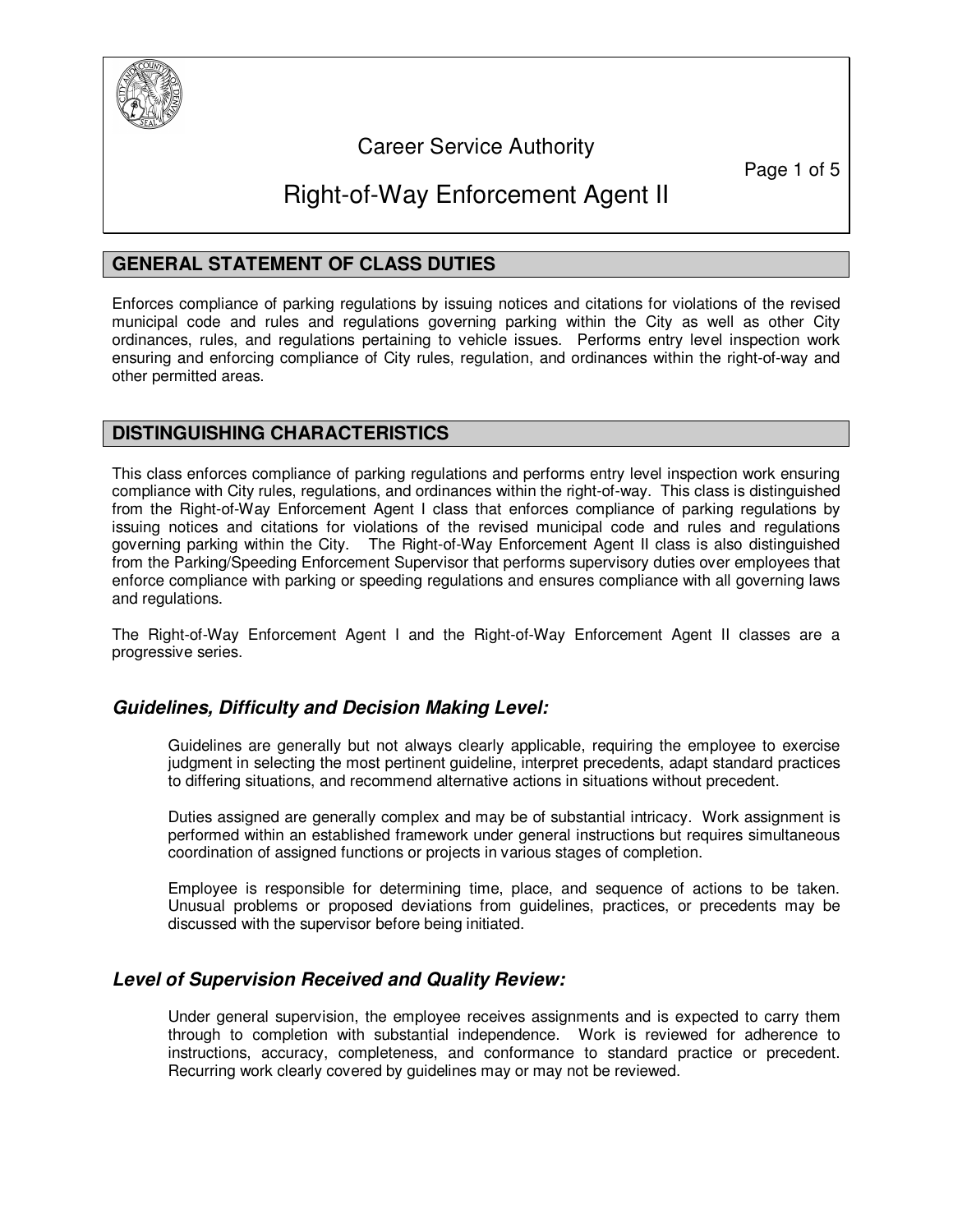Career Service Authority

# Right-of-Way Enforcement Agent II

## GENERAL STATEMENT OF CLASS DUTIES

Enforces compliance of parking regulations by issuing notices and citations for violations of the revised municipal code and rules and regulations governing parking within the City as well as other City ordinances, rules, and regulations pertaining to vehicle issues. Performs entry level inspection work ensuring and enforcing compliance of City rules, regulation, and ordinances within the right-of-way and other permitted areas.

## DISTINGUISHING CHARACTERISTICS

This class enforces compliance of parking regulations and performs entry level inspection work ensuring compliance with City rules, regulations, and ordinances within the right-of-way. This class is distinguished from the Right-of-Way Enforcement Agent I class that enforces compliance of parking regulations by issuing notices and citations for violations of the revised municipal code and rules and regulations governing parking within the City. The Right-of-Way Enforcement Agent II class is also distinguished from the Parking/Speeding Enforcement Supervisor that performs supervisory duties over employees that enforce compliance with parking or speeding regulations and ensures compliance with all governing laws and regulations.

The Right-of-Way Enforcement Agent I and the Right-of-Way Enforcement Agent II classes are a progressive series.

### *Guidelines, Difficulty and Decision Making Level:*

Guidelines are generally but not always clearly applicable, requiring the employee to exercise judgment in selecting the most pertinent guideline, interpret precedents, adapt standard practices to differing situations, and recommend alternative actions in situations without precedent.

Duties assigned are generally complex and may be of substantial intricacy. Work assignment is performed within an established framework under general instructions but requires simultaneous coordination of assigned functions or projects in various stages of completion.

Employee is responsible for determining time, place, and sequence of actions to be taken. Unusual problems or proposed deviations from guidelines, practices, or precedents may be discussed with the supervisor before being initiated.

### *Level of Supervision Received and Quality Review:*

Under general supervision, the employee receives assignments and is expected to carry them through to completion with substantial independence. Work is reviewed for adherence to instructions, accuracy, completeness, and conformance to standard practice or precedent. Recurring work clearly covered by guidelines may or may not be reviewed.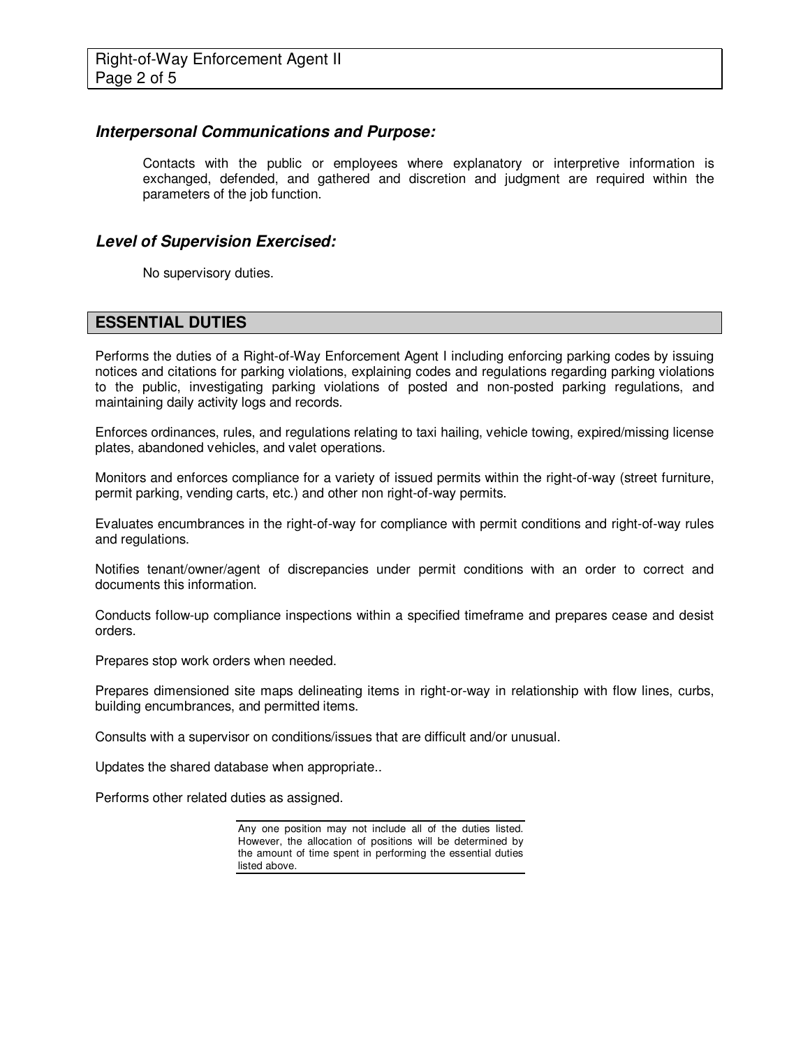### *Interpersonal Communications and Purpose:*

Contacts with the public or employees where explanatory or interpretive information is exchanged, defended, and gathered and discretion and judgment are required within the parameters of the job function.

### *Level of Supervision Exercised:*

No supervisory duties.

## ESSENTIAL DUTIES

Performs the duties of a Right-of-Way Enforcement Agent I including enforcing parking codes by issuing notices and citations for parking violations, explaining codes and regulations regarding parking violations to the public, investigating parking violations of posted and non-posted parking regulations, and maintaining daily activity logs and records.

Enforces ordinances, rules, and regulations relating to taxi hailing, vehicle towing, expired/missing license plates, abandoned vehicles, and valet operations.

Monitors and enforces compliance for a variety of issued permits within the right-of-way (street furniture, permit parking, vending carts, etc.) and other non right-of-way permits.

Evaluates encumbrances in the right-of-way for compliance with permit conditions and right-of-way rules and regulations.

Notifies tenant/owner/agent of discrepancies under permit conditions with an order to correct and documents this information.

Conducts follow-up compliance inspections within a specified timeframe and prepares cease and desist orders.

Prepares stop work orders when needed.

Prepares dimensioned site maps delineating items in right-or-way in relationship with flow lines, curbs, building encumbrances, and permitted items.

Consults with a supervisor on conditions/issues that are difficult and/or unusual.

Updates the shared database when appropriate..

Performs other related duties as assigned.

Any one position may not include all of the duties listed. However, the allocation of positions will be determined by the amount of time spent in performing the essential duties listed above.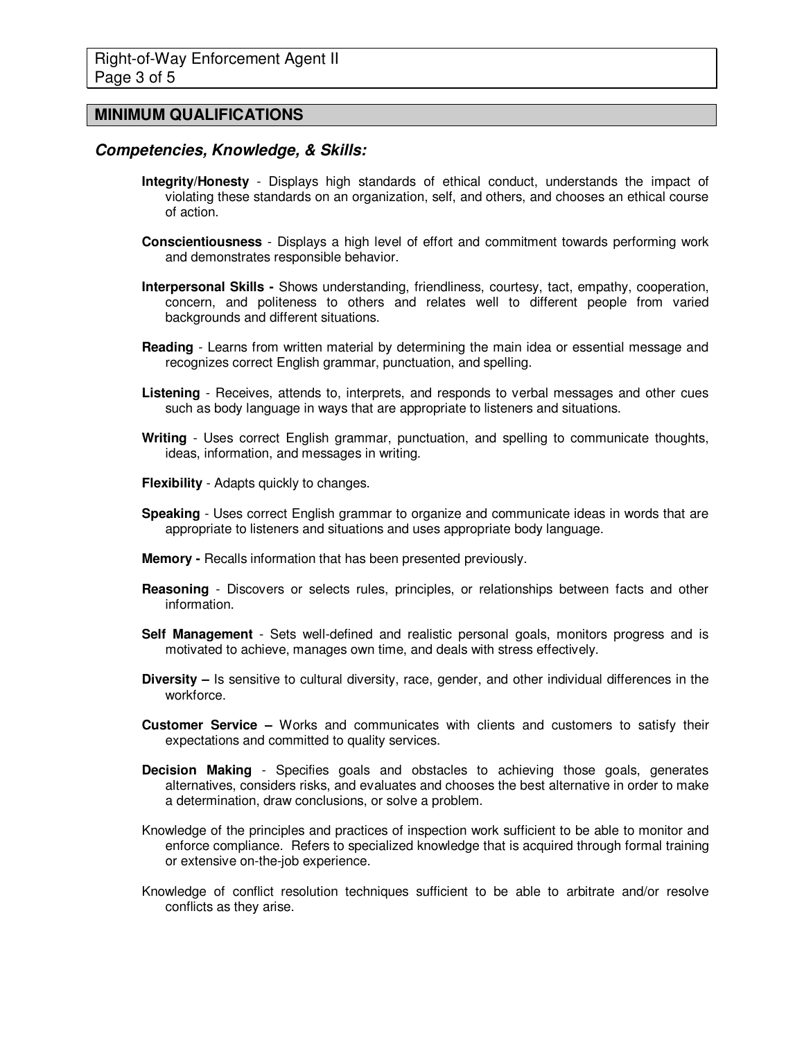## MINIMUM QUALIFICATIONS

### *Competencies, Knowledge, & Skills:*

**Integrity/Honesty** - Displays high standards of ethical conduct, understands the impact of violating these standards on an organization, self, and others, and chooses an ethical course of action.

**Conscientiousness** - Displays a high level of effort and commitment towards performing work and demonstrates responsible behavior.

**Interpersonal Skills -** Shows understanding, friendliness, courtesy, tact, empathy, cooperation, concern, and politeness to others and relates well to different people from varied backgrounds and different situations.

**Reading** - Learns from written material by determining the main idea or essential message and recognizes correct English grammar, punctuation, and spelling.

**Listening** - Receives, attends to, interprets, and responds to verbal messages and other cues such as body language in ways that are appropriate to listeners and situations.

**Writing** - Uses correct English grammar, punctuation, and spelling to communicate thoughts, ideas, information, and messages in writing.

**Flexibility** - Adapts quickly to changes.

**Speaking** - Uses correct English grammar to organize and communicate ideas in words that are appropriate to listeners and situations and uses appropriate body language.

**Memory -** Recalls information that has been presented previously.

**Reasoning** - Discovers or selects rules, principles, or relationships between facts and other information.

**Self Management** - Sets well-defined and realistic personal goals, monitors progress and is motivated to achieve, manages own time, and deals with stress effectively.

**Diversity –** Is sensitive to cultural diversity, race, gender, and other individual differences in the workforce.

**Customer Service –** Works and communicates with clients and customers to satisfy their expectations and committed to quality services.

**Decision Making** - Specifies goals and obstacles to achieving those goals, generates alternatives, considers risks, and evaluates and chooses the best alternative in order to make a determination, draw conclusions, or solve a problem.

Knowledge of the principles and practices of inspection work sufficient to be able to monitor and enforce compliance. Refers to specialized knowledge that is acquired through formal training or extensive on-the-job experience.

Knowledge of conflict resolution techniques sufficient to be able to arbitrate and/or resolve conflicts as they arise.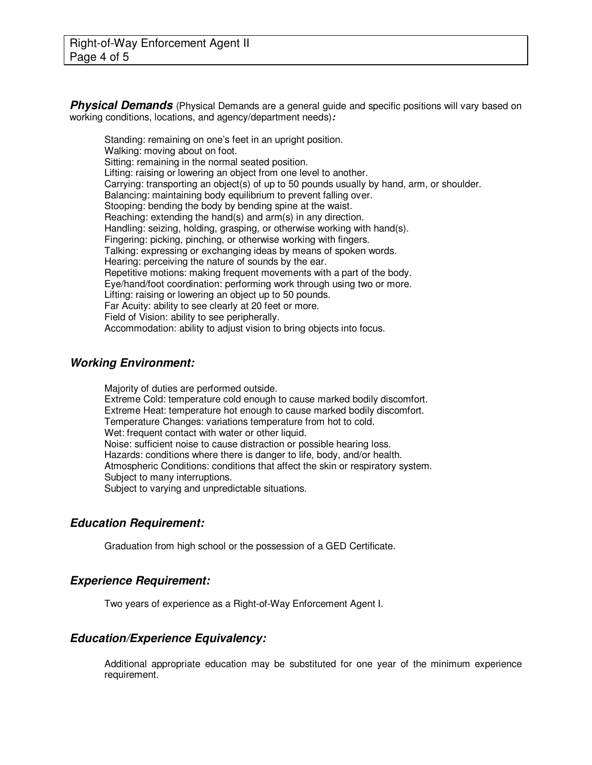## ***Physical Demands*** (Physical Demands are a general guide and specific positions will vary based on working conditions, locations, and agency/department needs)***:***

Standing: remaining on one's feet in an upright position.
Walking: moving about on foot.
Sitting: remaining in the normal seated position.
Lifting: raising or lowering an object from one level to another.
Carrying: transporting an object(s) of up to 50 pounds usually by hand, arm, or shoulder.
Balancing: maintaining body equilibrium to prevent falling over.
Stooping: bending the body by bending spine at the waist.
Reaching: extending the hand(s) and arm(s) in any direction.
Handling: seizing, holding, grasping, or otherwise working with hand(s).
Fingering: picking, pinching, or otherwise working with fingers.
Talking: expressing or exchanging ideas by means of spoken words.
Hearing: perceiving the nature of sounds by the ear.
Repetitive motions: making frequent movements with a part of the body.
Eye/hand/foot coordination: performing work through using two or more.
Lifting: raising or lowering an object up to 50 pounds.
Far Acuity: ability to see clearly at 20 feet or more.
Field of Vision: ability to see peripherally.
Accommodation: ability to adjust vision to bring objects into focus.

## ***Working Environment:***

Majority of duties are performed outside.
Extreme Cold: temperature cold enough to cause marked bodily discomfort.
Extreme Heat: temperature hot enough to cause marked bodily discomfort.
Temperature Changes: variations temperature from hot to cold.
Wet: frequent contact with water or other liquid.
Noise: sufficient noise to cause distraction or possible hearing loss.
Hazards: conditions where there is danger to life, body, and/or health.
Atmospheric Conditions: conditions that affect the skin or respiratory system.
Subject to many interruptions.
Subject to varying and unpredictable situations.

## ***Education Requirement:***

Graduation from high school or the possession of a GED Certificate.

## ***Experience Requirement:***

Two years of experience as a Right-of-Way Enforcement Agent I.

## ***Education/Experience Equivalency:***

Additional appropriate education may be substituted for one year of the minimum experience requirement.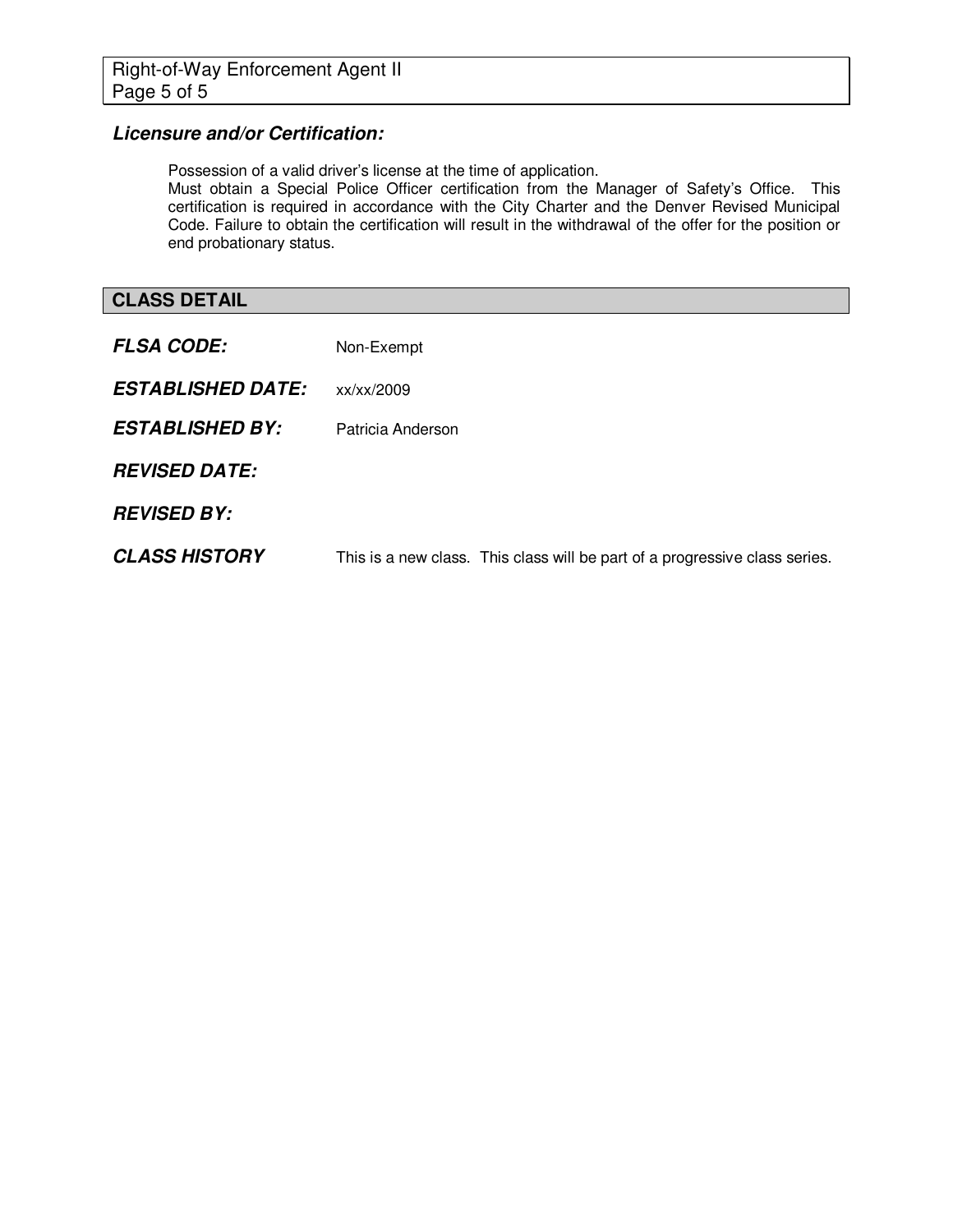### *Licensure and/or Certification:*

Possession of a valid driver's license at the time of application.
Must obtain a Special Police Officer certification from the Manager of Safety's Office. This certification is required in accordance with the City Charter and the Denver Revised Municipal Code. Failure to obtain the certification will result in the withdrawal of the offer for the position or end probationary status.

## CLASS DETAIL

***FLSA CODE:*** Non-Exempt

***ESTABLISHED DATE:*** xx/xx/2009

***ESTABLISHED BY:*** Patricia Anderson

***REVISED DATE:***

***REVISED BY:***

***CLASS HISTORY*** This is a new class. This class will be part of a progressive class series.